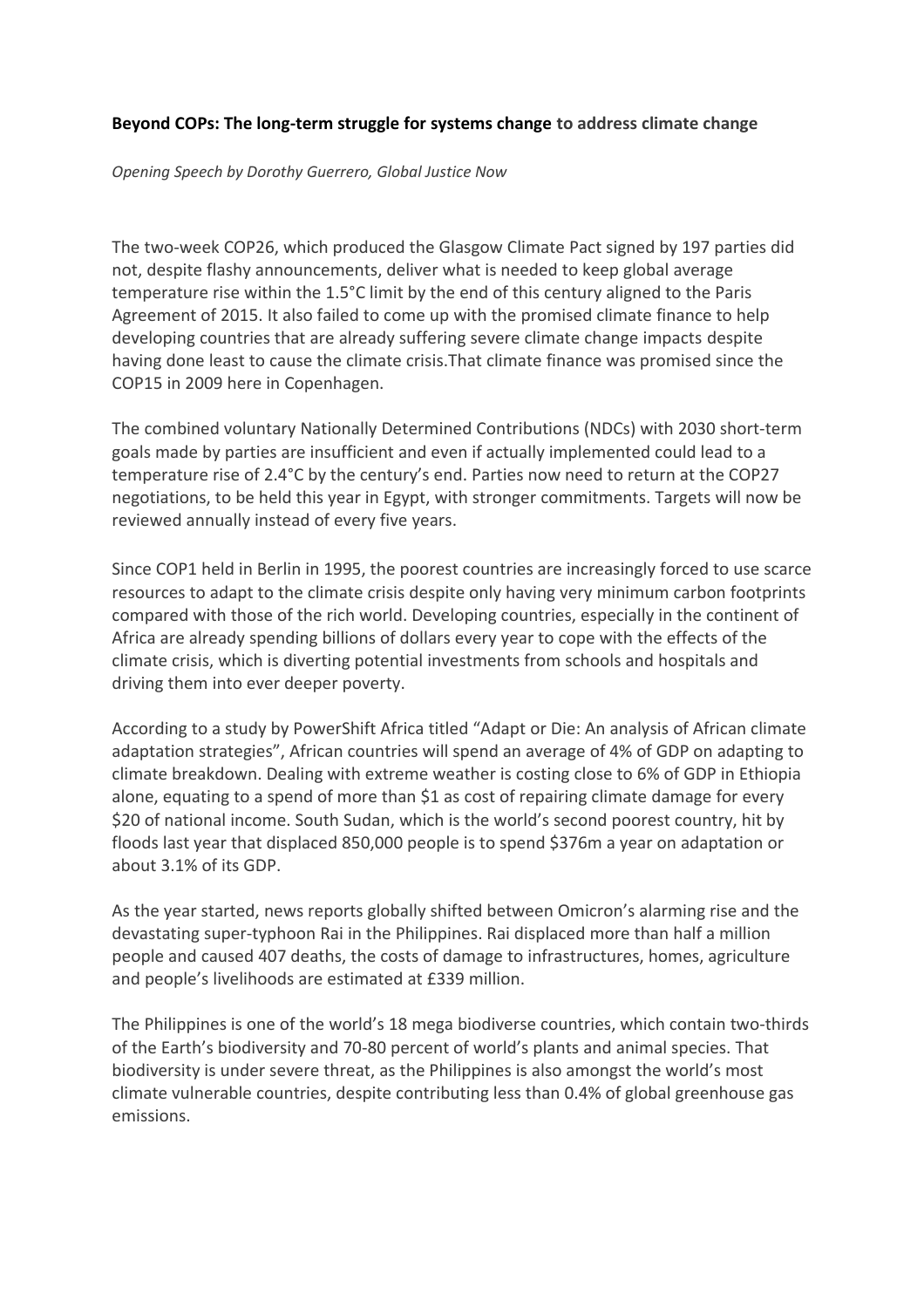**Beyond COPs: The long-term struggle for systems change to address climate change**

*Opening Speech by Dorothy Guerrero, Global Justice Now*

The two-week COP26, which produced the Glasgow Climate Pact signed by 197 parties did not, despite flashy announcements, deliver what is needed to keep global average temperature rise within the 1.5°C limit by the end of this century aligned to the Paris Agreement of 2015. It also failed to come up with the promised climate finance to help developing countries that are already suffering severe climate change impacts despite having done least to cause the climate crisis.That climate finance was promised since the COP15 in 2009 here in Copenhagen.

The combined voluntary Nationally Determined Contributions (NDCs) with 2030 short-term goals made by parties are insufficient and even if actually implemented could lead to a temperature rise of 2.4°C by the century's end. Parties now need to return at the COP27 negotiations, to be held this year in Egypt, with stronger commitments. Targets will now be reviewed annually instead of every five years.

Since COP1 held in Berlin in 1995, the poorest countries are increasingly forced to use scarce resources to adapt to the climate crisis despite only having very minimum carbon footprints compared with those of the rich world. Developing countries, especially in the continent of Africa are already spending billions of dollars every year to cope with the effects of the climate crisis, which is diverting potential investments from schools and hospitals and driving them into ever deeper poverty.

According to a study by PowerShift Africa titled "Adapt or Die: An analysis of African climate adaptation strategies", African countries will spend an average of 4% of GDP on adapting to climate breakdown. Dealing with extreme weather is costing close to 6% of GDP in Ethiopia alone, equating to a spend of more than $1 as cost of repairing climate damage for every $20 of national income. South Sudan, which is the world's second poorest country, hit by floods last year that displaced 850,000 people is to spend $376m a year on adaptation or about 3.1% of its GDP.

As the year started, news reports globally shifted between Omicron's alarming rise and the devastating super-typhoon Rai in the Philippines. Rai displaced more than half a million people and caused 407 deaths, the costs of damage to infrastructures, homes, agriculture and people's livelihoods are estimated at £339 million.

The Philippines is one of the world's 18 mega biodiverse countries, which contain two-thirds of the Earth's biodiversity and 70-80 percent of world's plants and animal species. That biodiversity is under severe threat, as the Philippines is also amongst the world's most climate vulnerable countries, despite contributing less than 0.4% of global greenhouse gas emissions.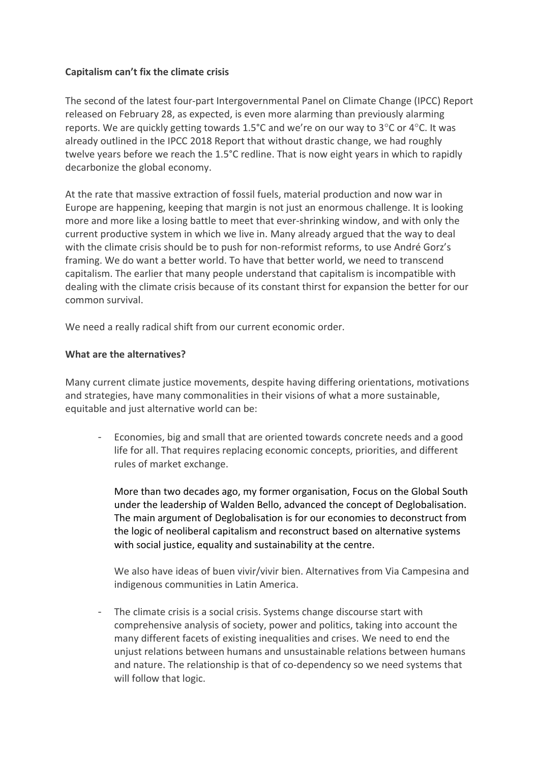**Capitalism can't fix the climate crisis**

The second of the latest four-part Intergovernmental Panel on Climate Change (IPCC) Report released on February 28, as expected, is even more alarming than previously alarming reports. We are quickly getting towards 1.5°C and we're on our way to 3°C or 4°C. It was already outlined in the IPCC 2018 Report that without drastic change, we had roughly twelve years before we reach the 1.5°C redline. That is now eight years in which to rapidly decarbonize the global economy.

At the rate that massive extraction of fossil fuels, material production and now war in Europe are happening, keeping that margin is not just an enormous challenge. It is looking more and more like a losing battle to meet that ever-shrinking window, and with only the current productive system in which we live in. Many already argued that the way to deal with the climate crisis should be to push for non-reformist reforms, to use André Gorz's framing. We do want a better world. To have that better world, we need to transcend capitalism. The earlier that many people understand that capitalism is incompatible with dealing with the climate crisis because of its constant thirst for expansion the better for our common survival.

We need a really radical shift from our current economic order.

**What are the alternatives?**

Many current climate justice movements, despite having differing orientations, motivations and strategies, have many commonalities in their visions of what a more sustainable, equitable and just alternative world can be:

- Economies, big and small that are oriented towards concrete needs and a good life for all. That requires replacing economic concepts, priorities, and different rules of market exchange.

  More than two decades ago, my former organisation, Focus on the Global South under the leadership of Walden Bello, advanced the concept of Deglobalisation. The main argument of Deglobalisation is for our economies to deconstruct from the logic of neoliberal capitalism and reconstruct based on alternative systems with social justice, equality and sustainability at the centre.

  We also have ideas of buen vivir/vivir bien. Alternatives from Via Campesina and indigenous communities in Latin America.

- The climate crisis is a social crisis. Systems change discourse start with comprehensive analysis of society, power and politics, taking into account the many different facets of existing inequalities and crises. We need to end the unjust relations between humans and unsustainable relations between humans and nature. The relationship is that of co-dependency so we need systems that will follow that logic.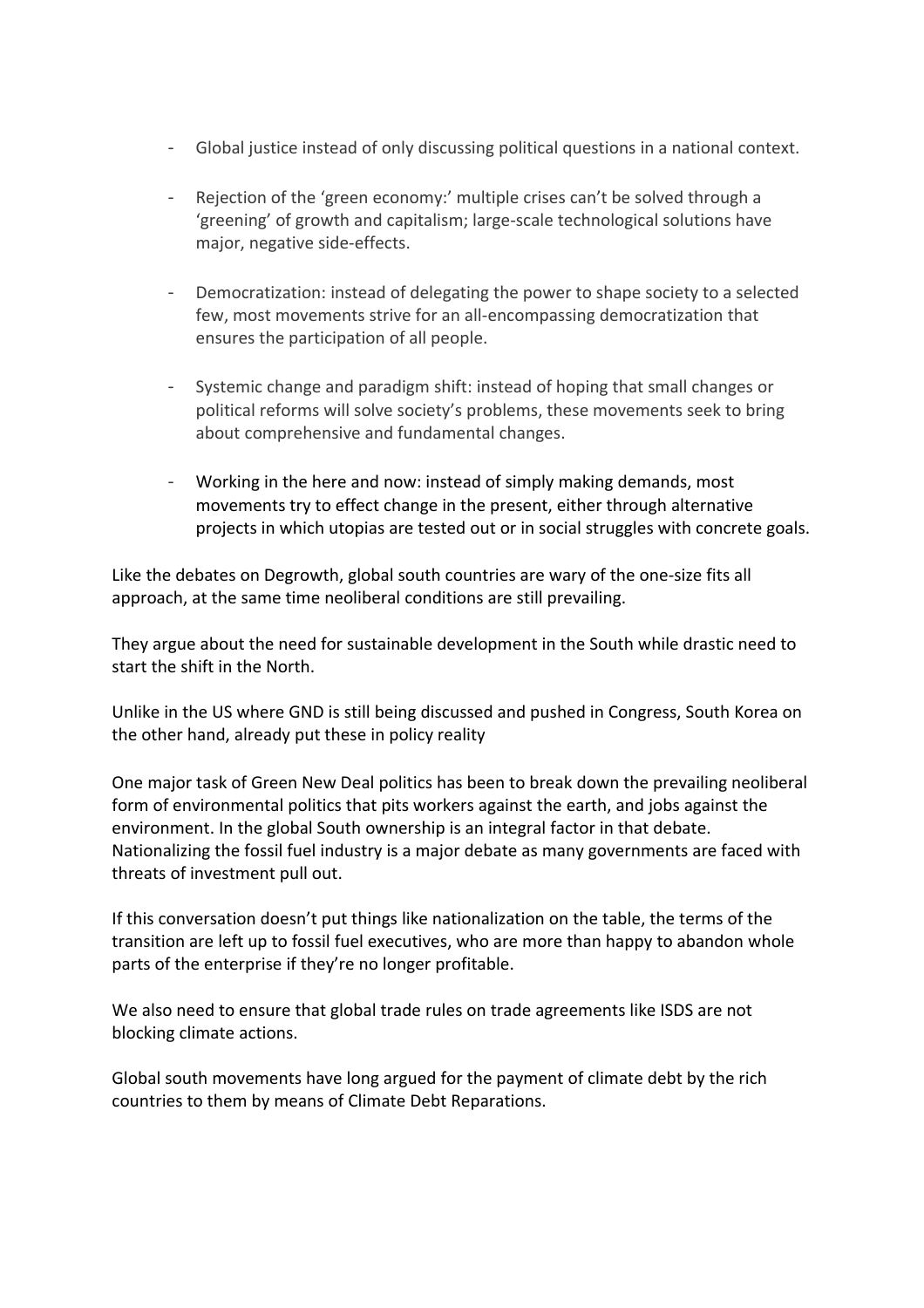- Global justice instead of only discussing political questions in a national context.

- Rejection of the 'green economy:' multiple crises can't be solved through a 'greening' of growth and capitalism; large-scale technological solutions have major, negative side-effects.

- Democratization: instead of delegating the power to shape society to a selected few, most movements strive for an all-encompassing democratization that ensures the participation of all people.

- Systemic change and paradigm shift: instead of hoping that small changes or political reforms will solve society's problems, these movements seek to bring about comprehensive and fundamental changes.

- Working in the here and now: instead of simply making demands, most movements try to effect change in the present, either through alternative projects in which utopias are tested out or in social struggles with concrete goals.

Like the debates on Degrowth, global south countries are wary of the one-size fits all approach, at the same time neoliberal conditions are still prevailing.

They argue about the need for sustainable development in the South while drastic need to start the shift in the North.

Unlike in the US where GND is still being discussed and pushed in Congress, South Korea on the other hand, already put these in policy reality

One major task of Green New Deal politics has been to break down the prevailing neoliberal form of environmental politics that pits workers against the earth, and jobs against the environment. In the global South ownership is an integral factor in that debate. Nationalizing the fossil fuel industry is a major debate as many governments are faced with threats of investment pull out.

If this conversation doesn't put things like nationalization on the table, the terms of the transition are left up to fossil fuel executives, who are more than happy to abandon whole parts of the enterprise if they're no longer profitable.

We also need to ensure that global trade rules on trade agreements like ISDS are not blocking climate actions.

Global south movements have long argued for the payment of climate debt by the rich countries to them by means of Climate Debt Reparations.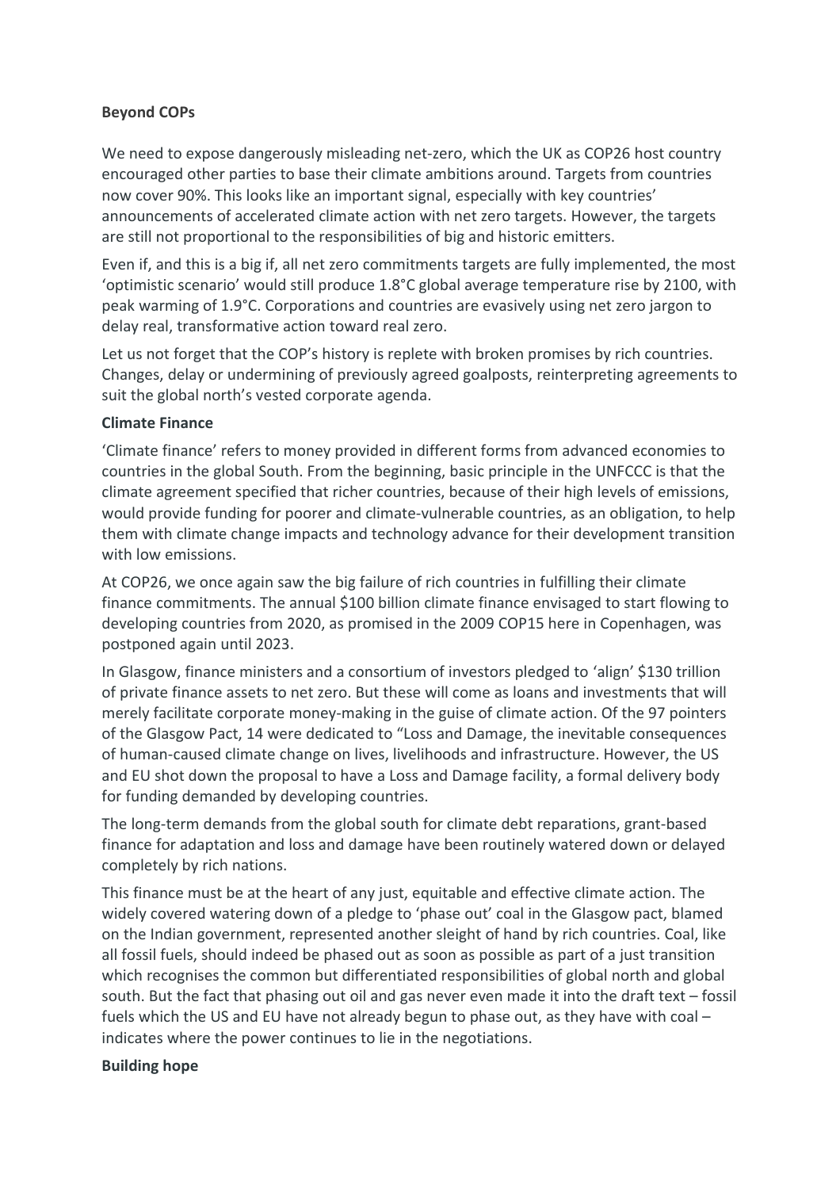**Beyond COPs**

We need to expose dangerously misleading net-zero, which the UK as COP26 host country encouraged other parties to base their climate ambitions around. Targets from countries now cover 90%. This looks like an important signal, especially with key countries' announcements of accelerated climate action with net zero targets. However, the targets are still not proportional to the responsibilities of big and historic emitters.

Even if, and this is a big if, all net zero commitments targets are fully implemented, the most 'optimistic scenario' would still produce 1.8°C global average temperature rise by 2100, with peak warming of 1.9°C. Corporations and countries are evasively using net zero jargon to delay real, transformative action toward real zero.

Let us not forget that the COP's history is replete with broken promises by rich countries. Changes, delay or undermining of previously agreed goalposts, reinterpreting agreements to suit the global north's vested corporate agenda.

**Climate Finance**

'Climate finance' refers to money provided in different forms from advanced economies to countries in the global South. From the beginning, basic principle in the UNFCCC is that the climate agreement specified that richer countries, because of their high levels of emissions, would provide funding for poorer and climate-vulnerable countries, as an obligation, to help them with climate change impacts and technology advance for their development transition with low emissions.

At COP26, we once again saw the big failure of rich countries in fulfilling their climate finance commitments. The annual $100 billion climate finance envisaged to start flowing to developing countries from 2020, as promised in the 2009 COP15 here in Copenhagen, was postponed again until 2023.

In Glasgow, finance ministers and a consortium of investors pledged to 'align' $130 trillion of private finance assets to net zero. But these will come as loans and investments that will merely facilitate corporate money-making in the guise of climate action. Of the 97 pointers of the Glasgow Pact, 14 were dedicated to "Loss and Damage, the inevitable consequences of human-caused climate change on lives, livelihoods and infrastructure. However, the US and EU shot down the proposal to have a Loss and Damage facility, a formal delivery body for funding demanded by developing countries.

The long-term demands from the global south for climate debt reparations, grant-based finance for adaptation and loss and damage have been routinely watered down or delayed completely by rich nations.

This finance must be at the heart of any just, equitable and effective climate action. The widely covered watering down of a pledge to 'phase out' coal in the Glasgow pact, blamed on the Indian government, represented another sleight of hand by rich countries. Coal, like all fossil fuels, should indeed be phased out as soon as possible as part of a just transition which recognises the common but differentiated responsibilities of global north and global south. But the fact that phasing out oil and gas never even made it into the draft text – fossil fuels which the US and EU have not already begun to phase out, as they have with coal – indicates where the power continues to lie in the negotiations.

**Building hope**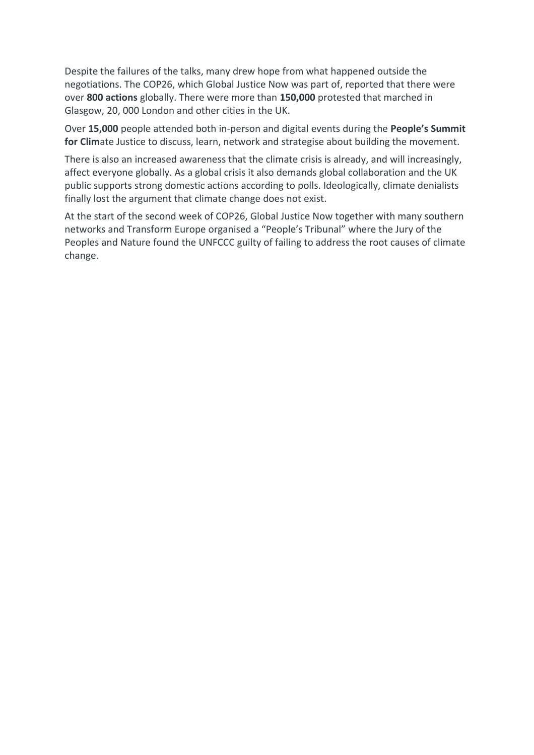Despite the failures of the talks, many drew hope from what happened outside the negotiations. The COP26, which Global Justice Now was part of, reported that there were over **800 actions** globally. There were more than **150,000** protested that marched in Glasgow, 20, 000 London and other cities in the UK.

Over **15,000** people attended both in-person and digital events during the **People's Summit for Clim**ate Justice to discuss, learn, network and strategise about building the movement.

There is also an increased awareness that the climate crisis is already, and will increasingly, affect everyone globally. As a global crisis it also demands global collaboration and the UK public supports strong domestic actions according to polls. Ideologically, climate denialists finally lost the argument that climate change does not exist.

At the start of the second week of COP26, Global Justice Now together with many southern networks and Transform Europe organised a "People's Tribunal" where the Jury of the Peoples and Nature found the UNFCCC guilty of failing to address the root causes of climate change.